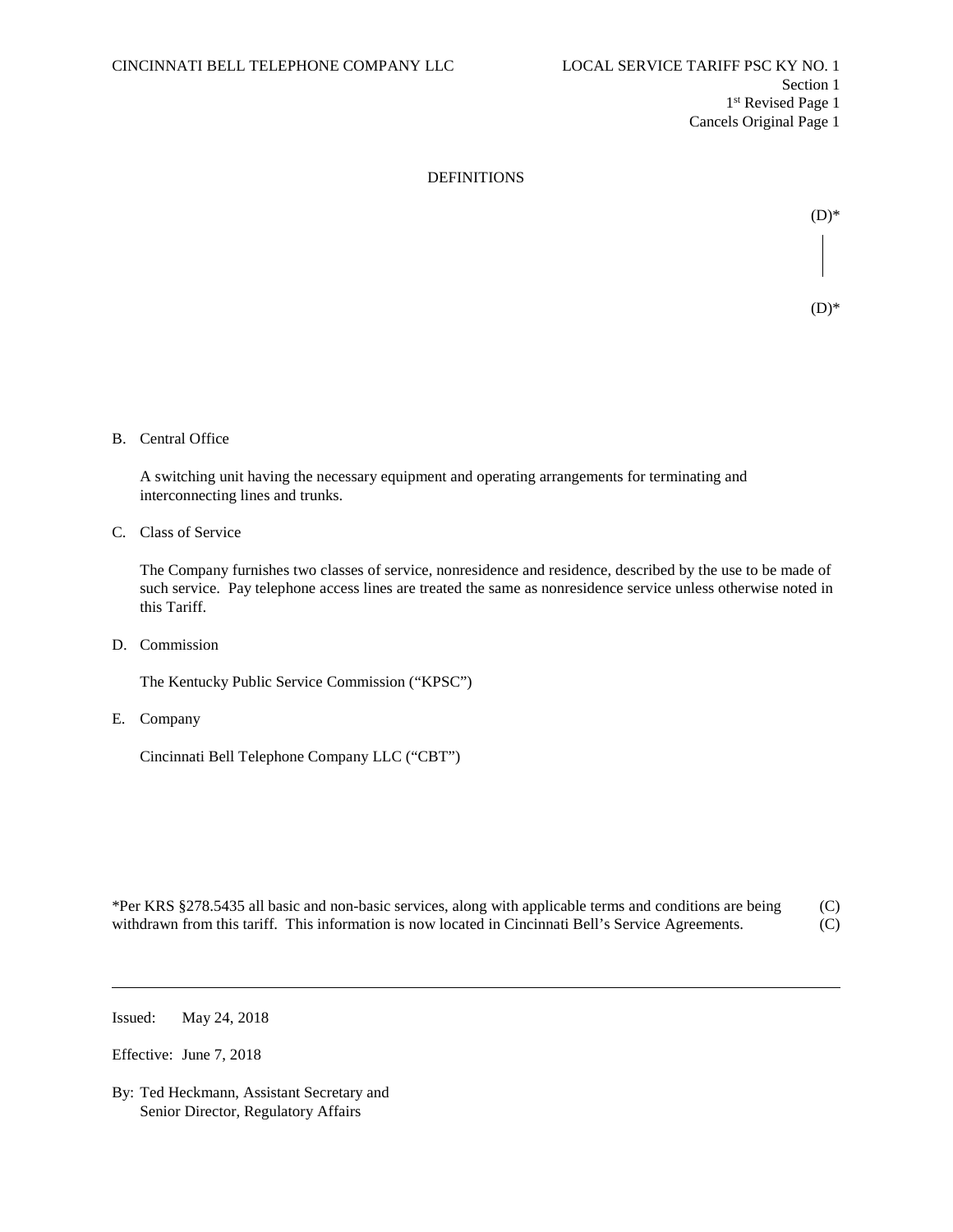CINCINNATI BELL TELEPHONE COMPANY LLC

LOCAL SERVICE TARIFF PSC KY NO. 1
Section 1
1st Revised Page 1
Cancels Original Page 1

## DEFINITIONS

(D)*

(D)*

B. Central Office

A switching unit having the necessary equipment and operating arrangements for terminating and interconnecting lines and trunks.

C. Class of Service

The Company furnishes two classes of service, nonresidence and residence, described by the use to be made of such service. Pay telephone access lines are treated the same as nonresidence service unless otherwise noted in this Tariff.

D. Commission

The Kentucky Public Service Commission ("KPSC")

E. Company

Cincinnati Bell Telephone Company LLC ("CBT")

*Per KRS §278.5435 all basic and non-basic services, along with applicable terms and conditions are being withdrawn from this tariff. This information is now located in Cincinnati Bell's Service Agreements. (C)
(C)

Issued: May 24, 2018

Effective: June 7, 2018

By: Ted Heckmann, Assistant Secretary and
Senior Director, Regulatory Affairs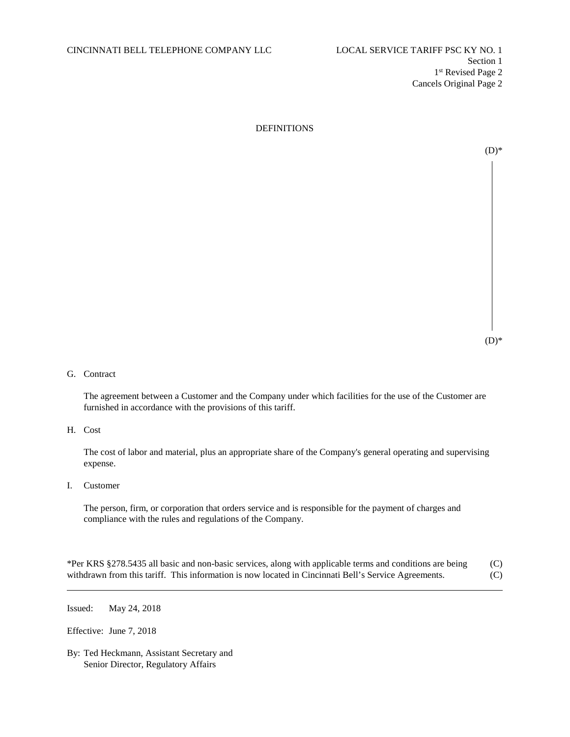CINCINNATI BELL TELEPHONE COMPANY LLC LOCAL SERVICE TARIFF PSC KY NO. 1
Section 1
1st Revised Page 2
Cancels Original Page 2

## DEFINITIONS

(D)*

(D)*

G. Contract

The agreement between a Customer and the Company under which facilities for the use of the Customer are furnished in accordance with the provisions of this tariff.

H. Cost

The cost of labor and material, plus an appropriate share of the Company's general operating and supervising expense.

I. Customer

The person, firm, or corporation that orders service and is responsible for the payment of charges and compliance with the rules and regulations of the Company.

*Per KRS §278.5435 all basic and non-basic services, along with applicable terms and conditions are being withdrawn from this tariff. This information is now located in Cincinnati Bell's Service Agreements. (C) (C)

Issued: May 24, 2018

Effective: June 7, 2018

By: Ted Heckmann, Assistant Secretary and
Senior Director, Regulatory Affairs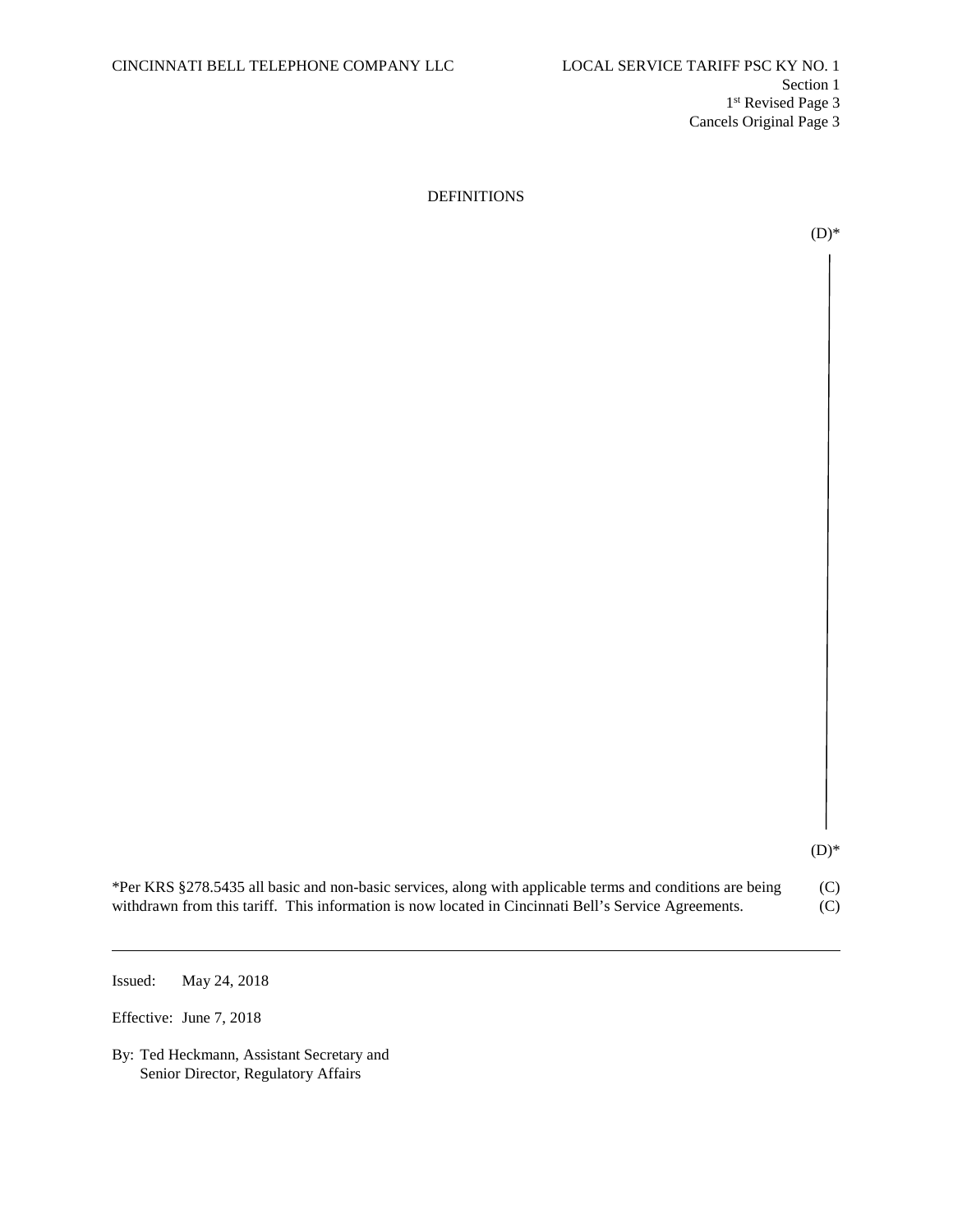CINCINNATI BELL TELEPHONE COMPANY LLC

LOCAL SERVICE TARIFF PSC KY NO. 1
Section 1
1st Revised Page 3
Cancels Original Page 3

# DEFINITIONS

(D)*

(D)*

*Per KRS §278.5435 all basic and non-basic services, along with applicable terms and conditions are being withdrawn from this tariff. This information is now located in Cincinnati Bell's Service Agreements. (C)

---

Issued: May 24, 2018

Effective: June 7, 2018

By: Ted Heckmann, Assistant Secretary and
Senior Director, Regulatory Affairs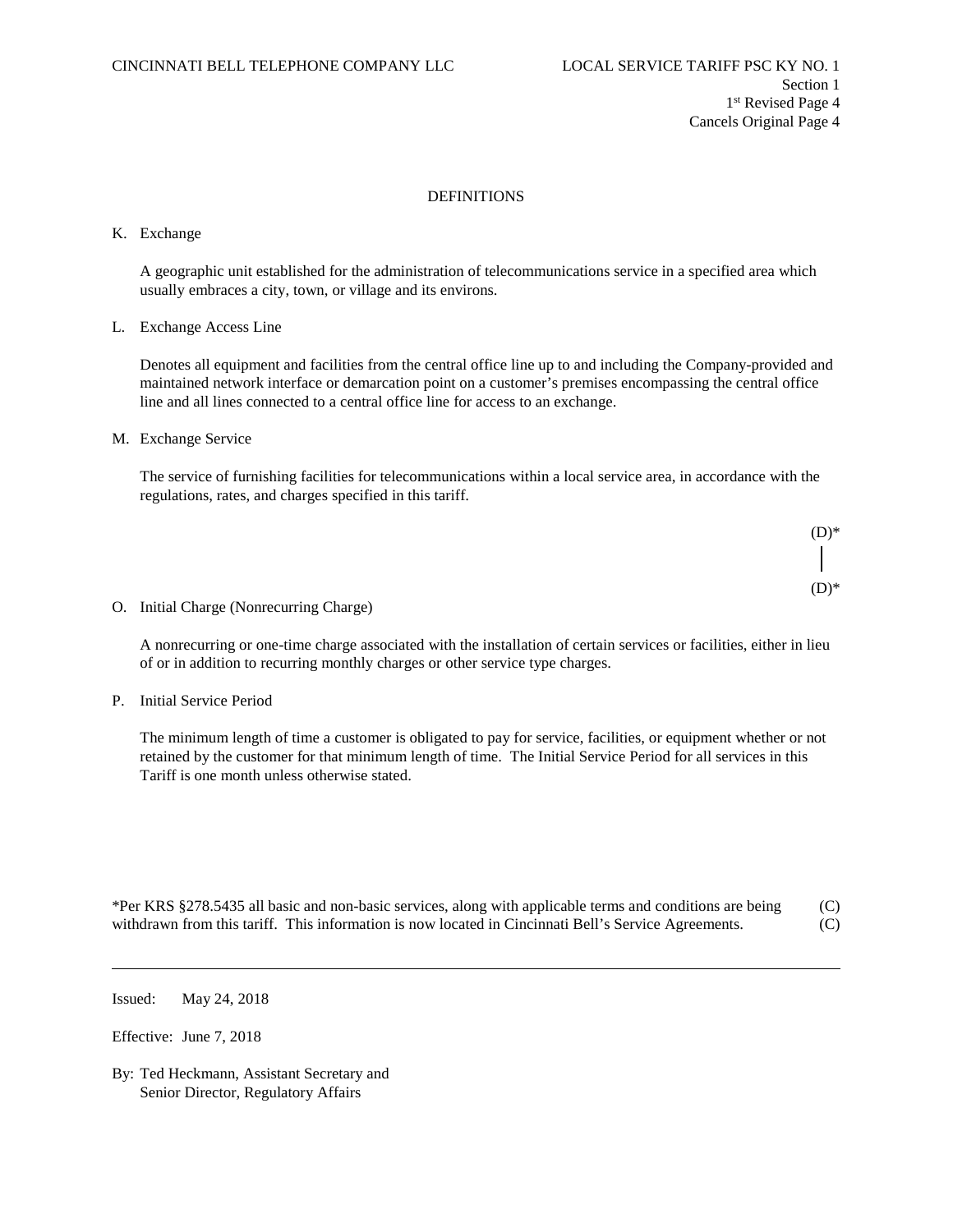## DEFINITIONS

K. Exchange

A geographic unit established for the administration of telecommunications service in a specified area which usually embraces a city, town, or village and its environs.

L. Exchange Access Line

Denotes all equipment and facilities from the central office line up to and including the Company-provided and maintained network interface or demarcation point on a customer's premises encompassing the central office line and all lines connected to a central office line for access to an exchange.

M. Exchange Service

The service of furnishing facilities for telecommunications within a local service area, in accordance with the regulations, rates, and charges specified in this tariff.

(D)*

(D)*

O. Initial Charge (Nonrecurring Charge)

A nonrecurring or one-time charge associated with the installation of certain services or facilities, either in lieu of or in addition to recurring monthly charges or other service type charges.

P. Initial Service Period

The minimum length of time a customer is obligated to pay for service, facilities, or equipment whether or not retained by the customer for that minimum length of time. The Initial Service Period for all services in this Tariff is one month unless otherwise stated.

*Per KRS §278.5435 all basic and non-basic services, along with applicable terms and conditions are being withdrawn from this tariff. This information is now located in Cincinnati Bell's Service Agreements. (C) (C)

Issued: May 24, 2018

Effective: June 7, 2018

By: Ted Heckmann, Assistant Secretary and Senior Director, Regulatory Affairs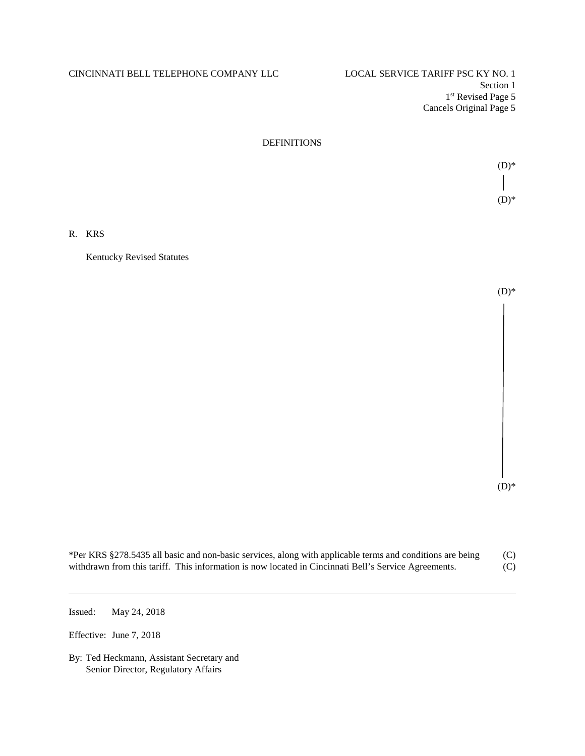CINCINNATI BELL TELEPHONE COMPANY LLC

LOCAL SERVICE TARIFF PSC KY NO. 1
Section 1
1st Revised Page 5
Cancels Original Page 5

## DEFINITIONS

(D)*

(D)*

R. KRS

Kentucky Revised Statutes

(D)*

(D)*

*Per KRS §278.5435 all basic and non-basic services, along with applicable terms and conditions are being withdrawn from this tariff. This information is now located in Cincinnati Bell's Service Agreements. (C)

Issued: May 24, 2018

Effective: June 7, 2018

By: Ted Heckmann, Assistant Secretary and
Senior Director, Regulatory Affairs